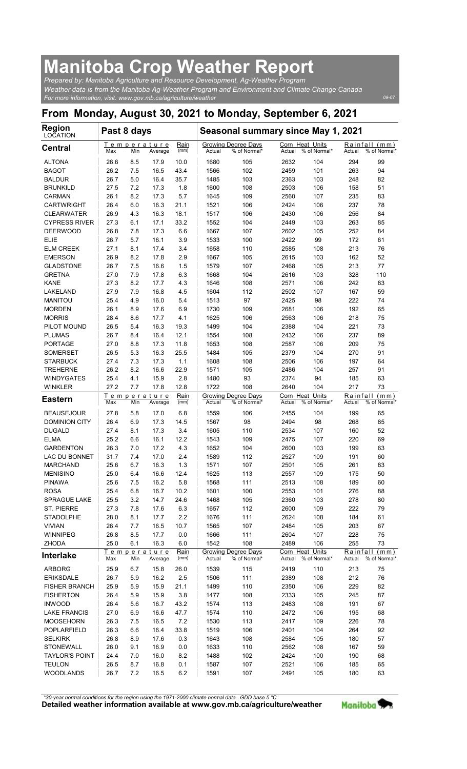# Manitoba Crop Weather Report

*Prepared by: Manitoba Agriculture and Resource Development, Ag-Weather Program*
*Weather data is from the Manitoba Ag-Weather Program and Environment and Climate Change Canada*
*For more information, visit: www.gov.mb.ca/agriculture/weather*

09-07

## From Monday, August 30, 2021 to Monday, September 6, 2021

| Region LOCATION | Past 8 days | | | | Seasonal summary since May 1, 2021 | | | | | |
|---|---|---|---|---|---|---|---|---|---|---|
| | Temperature | | | Rain (mm) | Growing Degree Days | | Corn Heat Units | | Rainfall (mm) | |
| **Central** | Max | Min | Average | | Actual | % of Normal* | Actual | % of Normal* | Actual | % of Normal* |
| ALTONA | 26.6 | 8.5 | 17.9 | 10.0 | 1680 | 105 | 2632 | 104 | 294 | 99 |
| BAGOT | 26.2 | 7.5 | 16.5 | 43.4 | 1566 | 102 | 2459 | 101 | 263 | 94 |
| BALDUR | 26.7 | 5.0 | 16.4 | 35.7 | 1485 | 103 | 2363 | 103 | 248 | 82 |
| BRUNKILD | 27.5 | 7.2 | 17.3 | 1.8 | 1600 | 108 | 2503 | 106 | 158 | 51 |
| CARMAN | 26.1 | 8.2 | 17.3 | 5.7 | 1645 | 109 | 2560 | 107 | 235 | 83 |
| CARTWRIGHT | 26.4 | 6.0 | 16.3 | 21.1 | 1521 | 106 | 2424 | 106 | 237 | 78 |
| CLEARWATER | 26.9 | 4.3 | 16.3 | 18.1 | 1517 | 106 | 2430 | 106 | 256 | 84 |
| CYPRESS RIVER | 27.3 | 6.1 | 17.1 | 33.2 | 1552 | 104 | 2449 | 103 | 263 | 85 |
| DEERWOOD | 26.8 | 7.8 | 17.3 | 6.6 | 1667 | 107 | 2602 | 105 | 252 | 84 |
| ELIE | 26.7 | 5.7 | 16.1 | 3.9 | 1533 | 100 | 2422 | 99 | 172 | 61 |
| ELM CREEK | 27.1 | 8.1 | 17.4 | 3.4 | 1658 | 110 | 2585 | 108 | 213 | 76 |
| EMERSON | 26.9 | 8.2 | 17.8 | 2.9 | 1667 | 105 | 2615 | 103 | 162 | 52 |
| GLADSTONE | 26.7 | 7.5 | 16.6 | 1.5 | 1579 | 107 | 2468 | 105 | 213 | 77 |
| GRETNA | 27.0 | 7.9 | 17.8 | 6.3 | 1668 | 104 | 2616 | 103 | 328 | 110 |
| KANE | 27.3 | 8.2 | 17.7 | 4.3 | 1646 | 108 | 2571 | 106 | 242 | 83 |
| LAKELAND | 27.9 | 7.9 | 16.8 | 4.5 | 1604 | 112 | 2502 | 107 | 167 | 59 |
| MANITOU | 25.4 | 4.9 | 16.0 | 5.4 | 1513 | 97 | 2425 | 98 | 222 | 74 |
| MORDEN | 26.1 | 8.9 | 17.6 | 6.9 | 1730 | 109 | 2681 | 106 | 192 | 65 |
| MORRIS | 28.4 | 8.6 | 17.7 | 4.1 | 1625 | 106 | 2563 | 106 | 218 | 75 |
| PILOT MOUND | 26.5 | 5.4 | 16.3 | 19.3 | 1499 | 104 | 2388 | 104 | 221 | 73 |
| PLUMAS | 26.7 | 8.4 | 16.4 | 12.1 | 1554 | 108 | 2432 | 106 | 237 | 89 |
| PORTAGE | 27.0 | 8.8 | 17.3 | 11.8 | 1653 | 108 | 2587 | 106 | 209 | 75 |
| SOMERSET | 26.5 | 5.3 | 16.3 | 25.5 | 1484 | 105 | 2379 | 104 | 270 | 91 |
| STARBUCK | 27.4 | 7.3 | 17.3 | 1.1 | 1608 | 108 | 2506 | 106 | 197 | 64 |
| TREHERNE | 26.2 | 8.2 | 16.6 | 22.9 | 1571 | 105 | 2486 | 104 | 257 | 91 |
| WINDYGATES | 25.4 | 4.1 | 15.9 | 2.8 | 1480 | 93 | 2374 | 94 | 185 | 63 |
| WINKLER | 27.2 | 7.7 | 17.8 | 12.8 | 1722 | 108 | 2640 | 104 | 217 | 73 |
| **Eastern** | Max | Min | Average | Rain (mm) | Actual | % of Normal* | Actual | % of Normal* | Actual | % of Normal* |
| BEAUSEJOUR | 27.8 | 5.8 | 17.0 | 6.8 | 1559 | 106 | 2455 | 104 | 199 | 65 |
| DOMINION CITY | 26.4 | 6.9 | 17.3 | 14.5 | 1567 | 98 | 2494 | 98 | 268 | 85 |
| DUGALD | 27.4 | 8.1 | 17.3 | 3.4 | 1605 | 110 | 2534 | 107 | 160 | 52 |
| ELMA | 25.2 | 6.6 | 16.1 | 12.2 | 1543 | 109 | 2475 | 107 | 220 | 69 |
| GARDENTON | 26.3 | 7.0 | 17.2 | 4.3 | 1652 | 104 | 2600 | 103 | 199 | 63 |
| LAC DU BONNET | 31.7 | 7.4 | 17.0 | 2.4 | 1589 | 112 | 2527 | 109 | 191 | 60 |
| MARCHAND | 25.6 | 6.7 | 16.3 | 1.3 | 1571 | 107 | 2501 | 105 | 261 | 83 |
| MENISINO | 25.0 | 6.4 | 16.6 | 12.4 | 1625 | 113 | 2557 | 109 | 175 | 50 |
| PINAWA | 25.6 | 7.5 | 16.2 | 5.8 | 1568 | 111 | 2513 | 108 | 189 | 60 |
| ROSA | 25.4 | 6.8 | 16.7 | 10.2 | 1601 | 100 | 2553 | 101 | 276 | 88 |
| SPRAGUE LAKE | 25.5 | 3.2 | 14.7 | 24.6 | 1468 | 105 | 2360 | 103 | 278 | 80 |
| ST. PIERRE | 27.3 | 7.8 | 17.6 | 6.3 | 1657 | 112 | 2600 | 109 | 222 | 79 |
| STADOLPHE | 28.0 | 8.1 | 17.7 | 2.2 | 1676 | 111 | 2624 | 108 | 184 | 61 |
| VIVIAN | 26.4 | 7.7 | 16.5 | 10.7 | 1565 | 107 | 2484 | 105 | 203 | 67 |
| WINNIPEG | 26.8 | 8.5 | 17.7 | 0.0 | 1666 | 111 | 2604 | 107 | 228 | 75 |
| ZHODA | 25.0 | 6.1 | 16.3 | 6.0 | 1542 | 108 | 2489 | 106 | 255 | 73 |
| **Interlake** | Max | Min | Average | Rain (mm) | Actual | % of Normal* | Actual | % of Normal* | Actual | % of Normal* |
| ARBORG | 25.9 | 6.7 | 15.8 | 26.0 | 1539 | 115 | 2419 | 110 | 213 | 75 |
| ERIKSDALE | 26.7 | 5.9 | 16.2 | 2.5 | 1506 | 111 | 2389 | 108 | 212 | 76 |
| FISHER BRANCH | 25.9 | 5.9 | 15.9 | 21.1 | 1499 | 110 | 2350 | 106 | 229 | 82 |
| FISHERTON | 26.4 | 5.9 | 15.9 | 3.8 | 1477 | 108 | 2333 | 105 | 245 | 87 |
| INWOOD | 26.4 | 5.6 | 16.7 | 43.2 | 1574 | 113 | 2483 | 108 | 191 | 67 |
| LAKE FRANCIS | 27.0 | 6.9 | 16.6 | 47.7 | 1574 | 110 | 2472 | 106 | 195 | 68 |
| MOOSEHORN | 26.3 | 7.5 | 16.5 | 7.2 | 1530 | 113 | 2417 | 109 | 226 | 78 |
| POPLARFIELD | 26.3 | 6.6 | 16.4 | 33.8 | 1519 | 106 | 2401 | 104 | 264 | 92 |
| SELKIRK | 26.8 | 8.9 | 17.6 | 0.3 | 1643 | 108 | 2584 | 105 | 180 | 57 |
| STONEWALL | 26.0 | 9.1 | 16.9 | 0.0 | 1633 | 110 | 2562 | 108 | 167 | 59 |
| TAYLOR'S POINT | 24.4 | 7.0 | 16.0 | 8.2 | 1488 | 102 | 2424 | 100 | 190 | 68 |
| TEULON | 26.5 | 8.7 | 16.8 | 0.1 | 1587 | 107 | 2521 | 106 | 185 | 65 |
| WOODLANDS | 26.7 | 7.2 | 16.5 | 6.2 | 1591 | 107 | 2491 | 105 | 180 | 63 |

*\*30-year normal conditions for the region using the 1971-2000 climate normal data. GDD base 5 °C*

**Detailed weather information available at www.gov.mb.ca/agriculture/weather**

Manitoba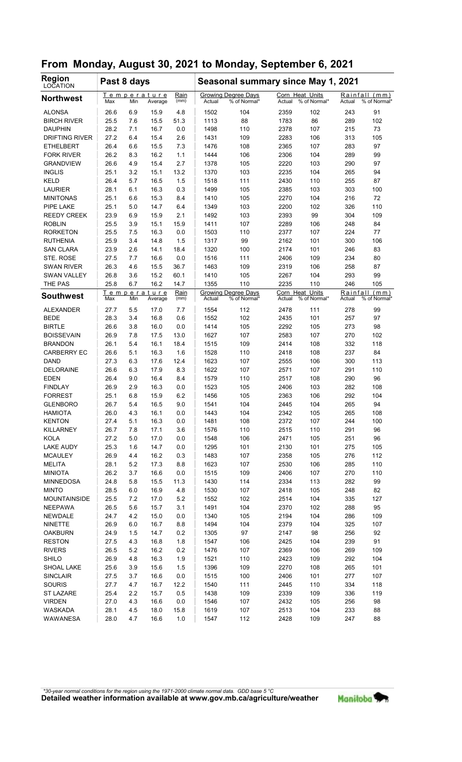# From Monday, August 30, 2021 to Monday, September 6, 2021

| Region LOCATION | Past 8 days | | | | Seasonal summary since May 1, 2021 | | | | | |
|---|---|---|---|---|---|---|---|---|---|---|
| **Northwest** | Temperature Max | Min | Average | Rain (mm) | Growing Degree Days Actual | % of Normal* | Corn Heat Units Actual | % of Normal* | Rainfall (mm) Actual | % of Normal* |
| ALONSA | 26.6 | 6.9 | 15.9 | 4.8 | 1502 | 104 | 2359 | 102 | 243 | 91 |
| BIRCH RIVER | 25.5 | 7.6 | 15.5 | 51.3 | 1113 | 88 | 1783 | 86 | 289 | 102 |
| DAUPHIN | 28.2 | 7.1 | 16.7 | 0.0 | 1498 | 110 | 2378 | 107 | 215 | 73 |
| DRIFTING RIVER | 27.2 | 6.4 | 15.4 | 2.6 | 1431 | 109 | 2283 | 106 | 313 | 105 |
| ETHELBERT | 26.4 | 6.6 | 15.5 | 7.3 | 1476 | 108 | 2365 | 107 | 283 | 97 |
| FORK RIVER | 26.2 | 8.3 | 16.2 | 1.1 | 1444 | 106 | 2306 | 104 | 289 | 99 |
| GRANDVIEW | 26.6 | 4.9 | 15.4 | 2.7 | 1378 | 105 | 2220 | 103 | 290 | 97 |
| INGLIS | 25.1 | 3.2 | 15.1 | 13.2 | 1370 | 103 | 2235 | 104 | 265 | 94 |
| KELD | 26.4 | 5.7 | 16.5 | 1.5 | 1518 | 111 | 2430 | 110 | 255 | 87 |
| LAURIER | 28.1 | 6.1 | 16.3 | 0.3 | 1499 | 105 | 2385 | 103 | 303 | 100 |
| MINITONAS | 25.1 | 6.6 | 15.3 | 8.4 | 1410 | 105 | 2270 | 104 | 216 | 72 |
| PIPE LAKE | 25.1 | 5.0 | 14.7 | 6.4 | 1349 | 103 | 2200 | 102 | 326 | 110 |
| REEDY CREEK | 23.9 | 6.9 | 15.9 | 2.1 | 1492 | 103 | 2393 | 99 | 304 | 109 |
| ROBLIN | 25.5 | 3.9 | 15.1 | 15.9 | 1411 | 107 | 2289 | 106 | 248 | 84 |
| RORKETON | 25.5 | 7.5 | 16.3 | 0.0 | 1503 | 110 | 2377 | 107 | 224 | 77 |
| RUTHENIA | 25.9 | 3.4 | 14.8 | 1.5 | 1317 | 99 | 2162 | 101 | 300 | 106 |
| SAN CLARA | 23.9 | 2.6 | 14.1 | 18.4 | 1320 | 100 | 2174 | 101 | 246 | 83 |
| STE. ROSE | 27.5 | 7.7 | 16.6 | 0.0 | 1516 | 111 | 2406 | 109 | 234 | 80 |
| SWAN RIVER | 26.3 | 4.6 | 15.5 | 36.7 | 1463 | 109 | 2319 | 106 | 258 | 87 |
| SWAN VALLEY | 26.8 | 3.6 | 15.2 | 60.1 | 1410 | 105 | 2267 | 104 | 293 | 99 |
| THE PAS | 25.8 | 6.7 | 16.2 | 14.7 | 1355 | 110 | 2235 | 110 | 246 | 105 |
| **Southwest** | Temperature Max | Min | Average | Rain (mm) | Growing Degree Days Actual | % of Normal* | Corn Heat Units Actual | % of Normal* | Rainfall (mm) Actual | % of Normal* |
| ALEXANDER | 27.7 | 5.5 | 17.0 | 7.7 | 1554 | 112 | 2478 | 111 | 278 | 99 |
| BEDE | 28.3 | 3.4 | 16.8 | 0.6 | 1552 | 102 | 2435 | 101 | 257 | 97 |
| BIRTLE | 26.6 | 3.8 | 16.0 | 0.0 | 1414 | 105 | 2292 | 105 | 273 | 98 |
| BOISSEVAIN | 26.9 | 7.8 | 17.5 | 13.0 | 1627 | 107 | 2583 | 107 | 270 | 102 |
| BRANDON | 26.1 | 5.4 | 16.1 | 18.4 | 1515 | 109 | 2414 | 108 | 332 | 118 |
| CARBERRY EC | 26.6 | 5.1 | 16.3 | 1.6 | 1528 | 110 | 2418 | 108 | 237 | 84 |
| DAND | 27.3 | 6.3 | 17.6 | 12.4 | 1623 | 107 | 2555 | 106 | 300 | 113 |
| DELORAINE | 26.6 | 6.3 | 17.9 | 8.3 | 1622 | 107 | 2571 | 107 | 291 | 110 |
| EDEN | 26.4 | 9.0 | 16.4 | 8.4 | 1579 | 110 | 2517 | 108 | 290 | 96 |
| FINDLAY | 26.9 | 2.9 | 16.3 | 0.0 | 1523 | 105 | 2406 | 103 | 282 | 108 |
| FORREST | 25.1 | 6.8 | 15.9 | 6.2 | 1456 | 105 | 2363 | 106 | 292 | 104 |
| GLENBORO | 26.7 | 5.4 | 16.5 | 9.0 | 1541 | 104 | 2445 | 104 | 265 | 94 |
| HAMIOTA | 26.0 | 4.3 | 16.1 | 0.0 | 1443 | 104 | 2342 | 105 | 265 | 108 |
| KENTON | 27.4 | 5.1 | 16.3 | 0.0 | 1481 | 108 | 2372 | 107 | 244 | 100 |
| KILLARNEY | 26.7 | 7.8 | 17.1 | 3.6 | 1576 | 110 | 2515 | 110 | 291 | 96 |
| KOLA | 27.2 | 5.0 | 17.0 | 0.0 | 1548 | 106 | 2471 | 105 | 251 | 96 |
| LAKE AUDY | 25.3 | 1.6 | 14.7 | 0.0 | 1295 | 101 | 2130 | 101 | 275 | 105 |
| MCAULEY | 26.9 | 4.4 | 16.2 | 0.3 | 1483 | 107 | 2358 | 105 | 276 | 112 |
| MELITA | 28.1 | 5.2 | 17.3 | 8.8 | 1623 | 107 | 2530 | 106 | 285 | 110 |
| MINIOTA | 26.2 | 3.7 | 16.6 | 0.0 | 1515 | 109 | 2406 | 107 | 270 | 110 |
| MINNEDOSA | 24.8 | 5.8 | 15.5 | 11.3 | 1430 | 114 | 2334 | 113 | 282 | 99 |
| MINTO | 28.5 | 6.0 | 16.9 | 4.8 | 1530 | 107 | 2418 | 105 | 248 | 82 |
| MOUNTAINSIDE | 25.5 | 7.2 | 17.0 | 5.2 | 1552 | 102 | 2514 | 104 | 335 | 127 |
| NEEPAWA | 26.5 | 5.6 | 15.7 | 3.1 | 1491 | 104 | 2370 | 102 | 288 | 95 |
| NEWDALE | 24.7 | 4.2 | 15.0 | 0.0 | 1340 | 105 | 2194 | 104 | 286 | 109 |
| NINETTE | 26.9 | 6.0 | 16.7 | 8.8 | 1494 | 104 | 2379 | 104 | 325 | 107 |
| OAKBURN | 24.9 | 1.5 | 14.7 | 0.2 | 1305 | 97 | 2147 | 98 | 256 | 92 |
| RESTON | 27.5 | 4.3 | 16.8 | 1.8 | 1547 | 106 | 2425 | 104 | 239 | 91 |
| RIVERS | 26.5 | 5.2 | 16.2 | 0.2 | 1476 | 107 | 2369 | 106 | 269 | 109 |
| SHILO | 26.9 | 4.8 | 16.3 | 1.9 | 1521 | 110 | 2423 | 109 | 292 | 104 |
| SHOAL LAKE | 25.6 | 3.9 | 15.6 | 1.5 | 1396 | 109 | 2270 | 108 | 265 | 101 |
| SINCLAIR | 27.5 | 3.7 | 16.6 | 0.0 | 1515 | 100 | 2406 | 101 | 277 | 107 |
| SOURIS | 27.7 | 4.7 | 16.7 | 12.2 | 1540 | 111 | 2445 | 110 | 334 | 118 |
| ST LAZARE | 25.4 | 2.2 | 15.7 | 0.5 | 1438 | 109 | 2339 | 109 | 336 | 119 |
| VIRDEN | 27.0 | 4.3 | 16.6 | 0.0 | 1546 | 107 | 2432 | 105 | 256 | 98 |
| WASKADA | 28.1 | 4.5 | 18.0 | 15.8 | 1619 | 107 | 2513 | 104 | 233 | 88 |
| WAWANESA | 28.0 | 4.7 | 16.6 | 1.0 | 1547 | 112 | 2428 | 109 | 247 | 88 |

*\*30-year normal conditions for the region using the 1971-2000 climate normal data. GDD base 5 °C*

**Detailed weather information available at www.gov.mb.ca/agriculture/weather**